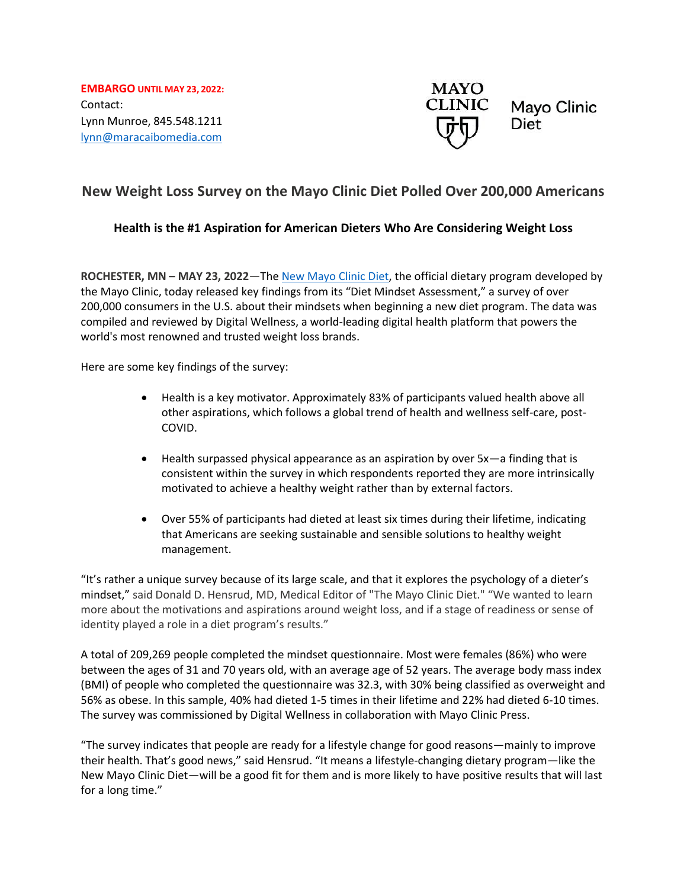**EMBARGO UNTIL MAY 23, 2022:**
Contact:
Lynn Munroe, 845.548.1211
lynn@maracaibomedia.com

MAYO CLINIC

Mayo Clinic Diet

## New Weight Loss Survey on the Mayo Clinic Diet Polled Over 200,000 Americans

### Health is the #1 Aspiration for American Dieters Who Are Considering Weight Loss

**ROCHESTER, MN – MAY 23, 2022**—The New Mayo Clinic Diet, the official dietary program developed by the Mayo Clinic, today released key findings from its "Diet Mindset Assessment," a survey of over 200,000 consumers in the U.S. about their mindsets when beginning a new diet program. The data was compiled and reviewed by Digital Wellness, a world-leading digital health platform that powers the world's most renowned and trusted weight loss brands.

Here are some key findings of the survey:

- Health is a key motivator. Approximately 83% of participants valued health above all other aspirations, which follows a global trend of health and wellness self-care, post-COVID.
- Health surpassed physical appearance as an aspiration by over 5x—a finding that is consistent within the survey in which respondents reported they are more intrinsically motivated to achieve a healthy weight rather than by external factors.
- Over 55% of participants had dieted at least six times during their lifetime, indicating that Americans are seeking sustainable and sensible solutions to healthy weight management.

"It's rather a unique survey because of its large scale, and that it explores the psychology of a dieter's mindset," said Donald D. Hensrud, MD, Medical Editor of "The Mayo Clinic Diet." "We wanted to learn more about the motivations and aspirations around weight loss, and if a stage of readiness or sense of identity played a role in a diet program's results."

A total of 209,269 people completed the mindset questionnaire. Most were females (86%) who were between the ages of 31 and 70 years old, with an average age of 52 years. The average body mass index (BMI) of people who completed the questionnaire was 32.3, with 30% being classified as overweight and 56% as obese. In this sample, 40% had dieted 1-5 times in their lifetime and 22% had dieted 6-10 times. The survey was commissioned by Digital Wellness in collaboration with Mayo Clinic Press.

"The survey indicates that people are ready for a lifestyle change for good reasons—mainly to improve their health. That's good news," said Hensrud. "It means a lifestyle-changing dietary program—like the New Mayo Clinic Diet—will be a good fit for them and is more likely to have positive results that will last for a long time."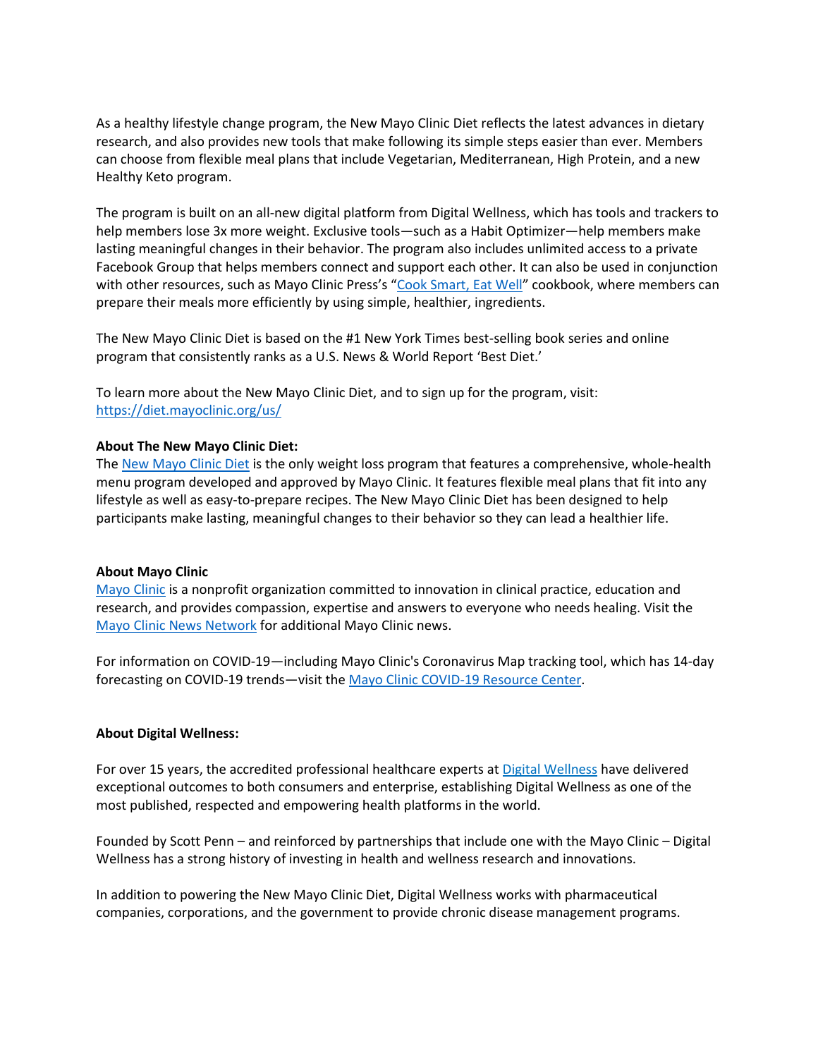As a healthy lifestyle change program, the New Mayo Clinic Diet reflects the latest advances in dietary research, and also provides new tools that make following its simple steps easier than ever. Members can choose from flexible meal plans that include Vegetarian, Mediterranean, High Protein, and a new Healthy Keto program.

The program is built on an all-new digital platform from Digital Wellness, which has tools and trackers to help members lose 3x more weight. Exclusive tools—such as a Habit Optimizer—help members make lasting meaningful changes in their behavior. The program also includes unlimited access to a private Facebook Group that helps members connect and support each other. It can also be used in conjunction with other resources, such as Mayo Clinic Press's "Cook Smart, Eat Well" cookbook, where members can prepare their meals more efficiently by using simple, healthier, ingredients.

The New Mayo Clinic Diet is based on the #1 New York Times best-selling book series and online program that consistently ranks as a U.S. News & World Report 'Best Diet.'

To learn more about the New Mayo Clinic Diet, and to sign up for the program, visit: https://diet.mayoclinic.org/us/

**About The New Mayo Clinic Diet:**
The New Mayo Clinic Diet is the only weight loss program that features a comprehensive, whole-health menu program developed and approved by Mayo Clinic. It features flexible meal plans that fit into any lifestyle as well as easy-to-prepare recipes. The New Mayo Clinic Diet has been designed to help participants make lasting, meaningful changes to their behavior so they can lead a healthier life.

**About Mayo Clinic**
Mayo Clinic is a nonprofit organization committed to innovation in clinical practice, education and research, and provides compassion, expertise and answers to everyone who needs healing. Visit the Mayo Clinic News Network for additional Mayo Clinic news.

For information on COVID-19—including Mayo Clinic's Coronavirus Map tracking tool, which has 14-day forecasting on COVID-19 trends—visit the Mayo Clinic COVID-19 Resource Center.

**About Digital Wellness:**

For over 15 years, the accredited professional healthcare experts at Digital Wellness have delivered exceptional outcomes to both consumers and enterprise, establishing Digital Wellness as one of the most published, respected and empowering health platforms in the world.

Founded by Scott Penn – and reinforced by partnerships that include one with the Mayo Clinic – Digital Wellness has a strong history of investing in health and wellness research and innovations.

In addition to powering the New Mayo Clinic Diet, Digital Wellness works with pharmaceutical companies, corporations, and the government to provide chronic disease management programs.